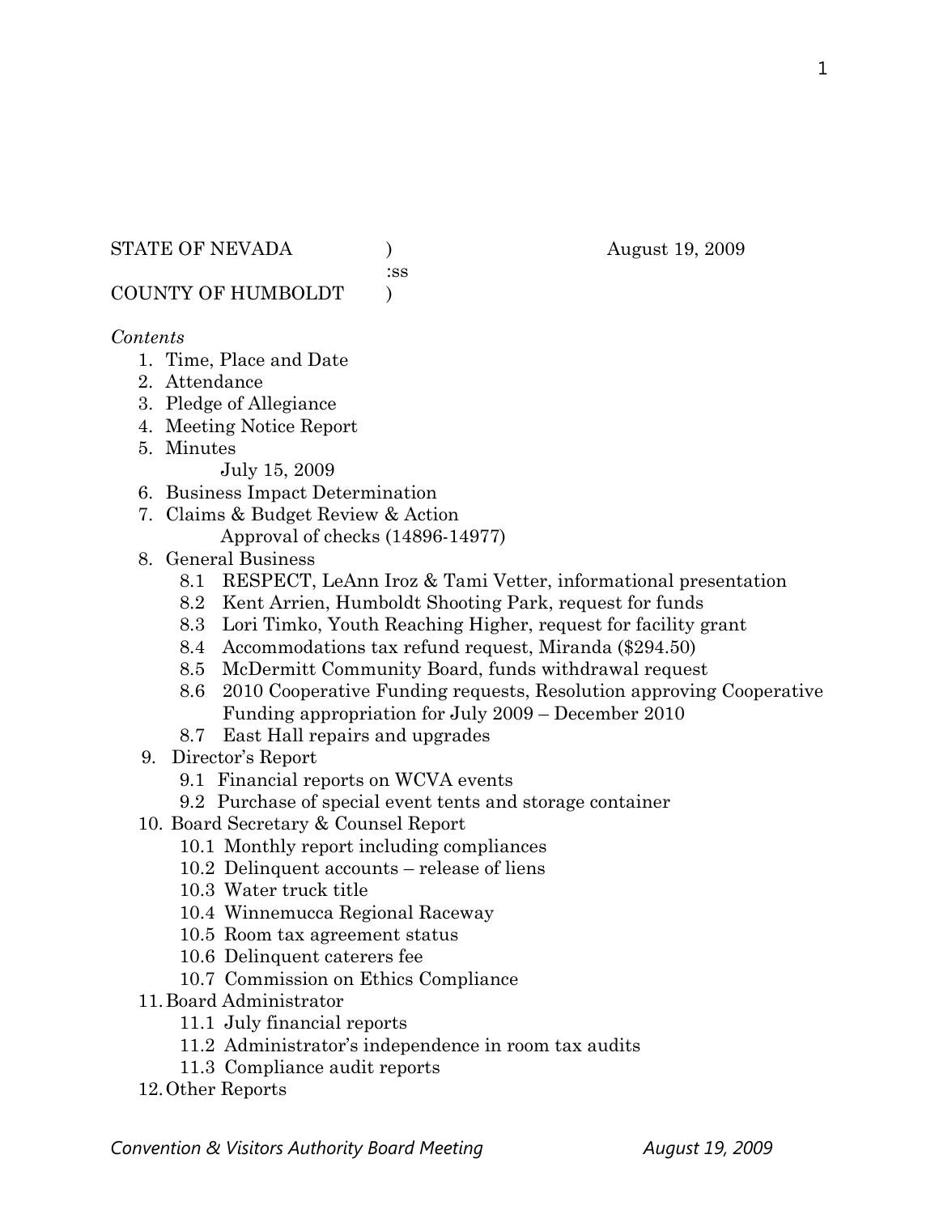STATE OF NEVADA ) August 19, 2009
:ss
COUNTY OF HUMBOLDT )

*Contents*

1. Time, Place and Date
2. Attendance
3. Pledge of Allegiance
4. Meeting Notice Report
5. Minutes
   July 15, 2009
6. Business Impact Determination
7. Claims & Budget Review & Action
   Approval of checks (14896-14977)
8. General Business
   - 8.1 RESPECT, LeAnn Iroz & Tami Vetter, informational presentation
   - 8.2 Kent Arrien, Humboldt Shooting Park, request for funds
   - 8.3 Lori Timko, Youth Reaching Higher, request for facility grant
   - 8.4 Accommodations tax refund request, Miranda ($294.50)
   - 8.5 McDermitt Community Board, funds withdrawal request
   - 8.6 2010 Cooperative Funding requests, Resolution approving Cooperative Funding appropriation for July 2009 – December 2010
   - 8.7 East Hall repairs and upgrades
9. Director's Report
   - 9.1 Financial reports on WCVA events
   - 9.2 Purchase of special event tents and storage container
10. Board Secretary & Counsel Report
    - 10.1 Monthly report including compliances
    - 10.2 Delinquent accounts – release of liens
    - 10.3 Water truck title
    - 10.4 Winnemucca Regional Raceway
    - 10.5 Room tax agreement status
    - 10.6 Delinquent caterers fee
    - 10.7 Commission on Ethics Compliance
11. Board Administrator
    - 11.1 July financial reports
    - 11.2 Administrator's independence in room tax audits
    - 11.3 Compliance audit reports
12. Other Reports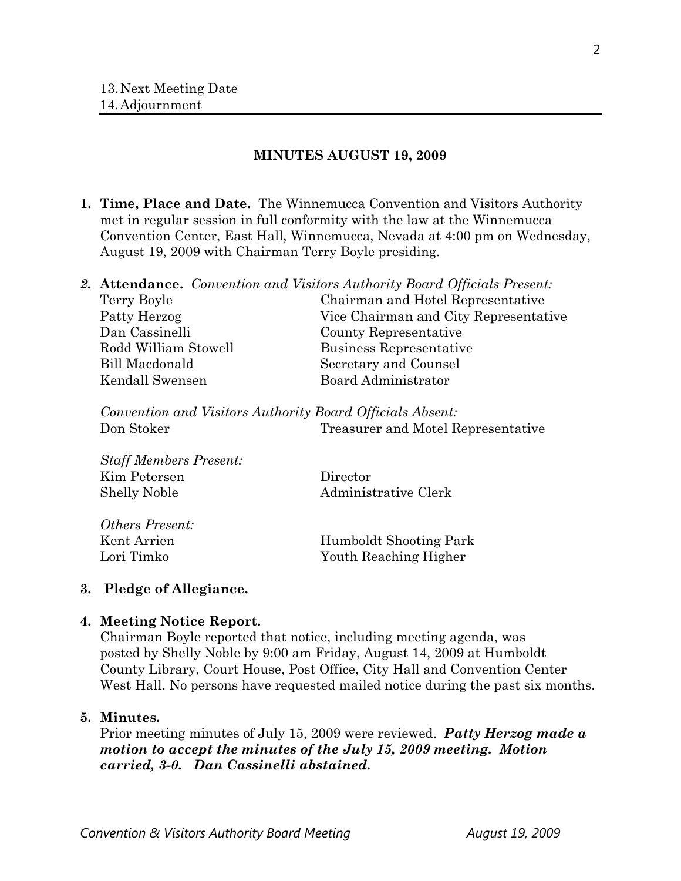13. Next Meeting Date
14. Adjournment

## MINUTES AUGUST 19, 2009

1. **Time, Place and Date.** The Winnemucca Convention and Visitors Authority met in regular session in full conformity with the law at the Winnemucca Convention Center, East Hall, Winnemucca, Nevada at 4:00 pm on Wednesday, August 19, 2009 with Chairman Terry Boyle presiding.

2. **Attendance.** *Convention and Visitors Authority Board Officials Present:*

| | |
|---|---|
| Terry Boyle | Chairman and Hotel Representative |
| Patty Herzog | Vice Chairman and City Representative |
| Dan Cassinelli | County Representative |
| Rodd William Stowell | Business Representative |
| Bill Macdonald | Secretary and Counsel |
| Kendall Swensen | Board Administrator |

*Convention and Visitors Authority Board Officials Absent:*

| | |
|---|---|
| Don Stoker | Treasurer and Motel Representative |

*Staff Members Present:*

| | |
|---|---|
| Kim Petersen | Director |
| Shelly Noble | Administrative Clerk |

*Others Present:*

| | |
|---|---|
| Kent Arrien | Humboldt Shooting Park |
| Lori Timko | Youth Reaching Higher |

3. **Pledge of Allegiance.**

4. **Meeting Notice Report.**
Chairman Boyle reported that notice, including meeting agenda, was posted by Shelly Noble by 9:00 am Friday, August 14, 2009 at Humboldt County Library, Court House, Post Office, City Hall and Convention Center West Hall. No persons have requested mailed notice during the past six months.

5. **Minutes.**
Prior meeting minutes of July 15, 2009 were reviewed. ***Patty Herzog made a motion to accept the minutes of the July 15, 2009 meeting. Motion carried, 3-0. Dan Cassinelli abstained.***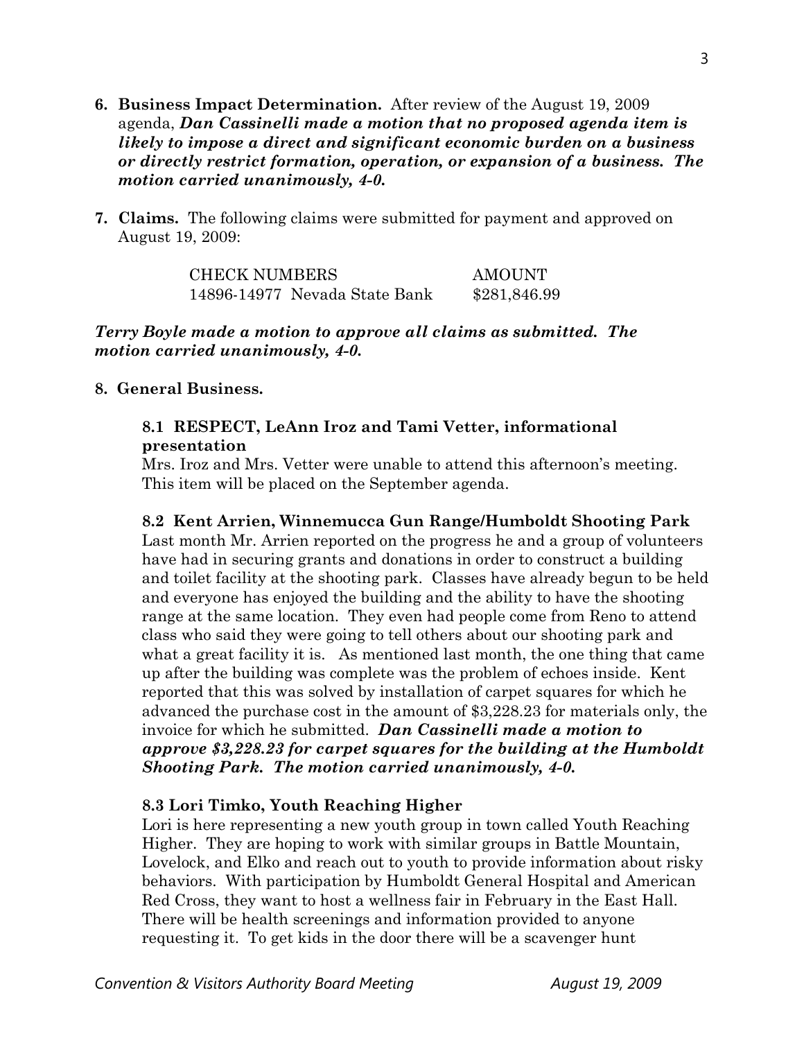**6. Business Impact Determination.** After review of the August 19, 2009 agenda, ***Dan Cassinelli made a motion that no proposed agenda item is likely to impose a direct and significant economic burden on a business or directly restrict formation, operation, or expansion of a business. The motion carried unanimously, 4-0.***

**7. Claims.** The following claims were submitted for payment and approved on August 19, 2009:

| CHECK NUMBERS | AMOUNT |
|---|---|
| 14896-14977 Nevada State Bank | $281,846.99 |

***Terry Boyle made a motion to approve all claims as submitted. The motion carried unanimously, 4-0.***

**8. General Business.**

**8.1 RESPECT, LeAnn Iroz and Tami Vetter, informational presentation**

Mrs. Iroz and Mrs. Vetter were unable to attend this afternoon's meeting. This item will be placed on the September agenda.

**8.2 Kent Arrien, Winnemucca Gun Range/Humboldt Shooting Park**

Last month Mr. Arrien reported on the progress he and a group of volunteers have had in securing grants and donations in order to construct a building and toilet facility at the shooting park. Classes have already begun to be held and everyone has enjoyed the building and the ability to have the shooting range at the same location. They even had people come from Reno to attend class who said they were going to tell others about our shooting park and what a great facility it is. As mentioned last month, the one thing that came up after the building was complete was the problem of echoes inside. Kent reported that this was solved by installation of carpet squares for which he advanced the purchase cost in the amount of $3,228.23 for materials only, the invoice for which he submitted. ***Dan Cassinelli made a motion to approve $3,228.23 for carpet squares for the building at the Humboldt Shooting Park. The motion carried unanimously, 4-0.***

**8.3 Lori Timko, Youth Reaching Higher**

Lori is here representing a new youth group in town called Youth Reaching Higher. They are hoping to work with similar groups in Battle Mountain, Lovelock, and Elko and reach out to youth to provide information about risky behaviors. With participation by Humboldt General Hospital and American Red Cross, they want to host a wellness fair in February in the East Hall. There will be health screenings and information provided to anyone requesting it. To get kids in the door there will be a scavenger hunt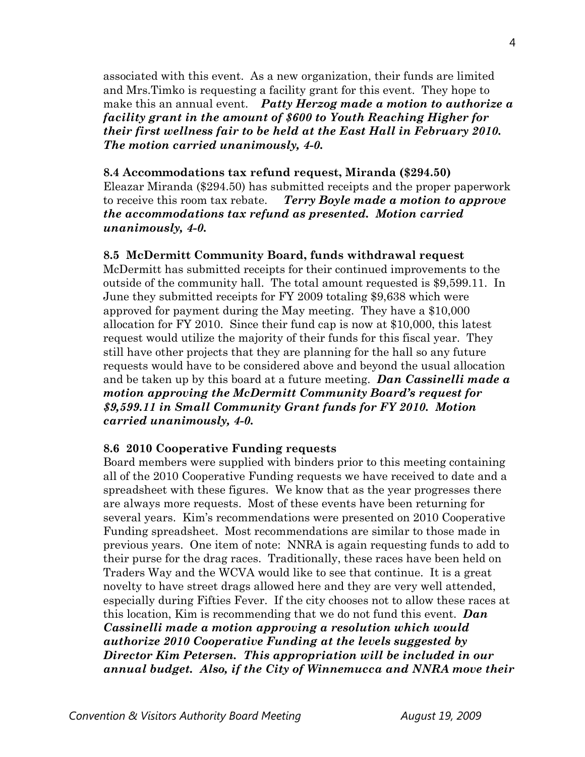associated with this event. As a new organization, their funds are limited and Mrs.Timko is requesting a facility grant for this event. They hope to make this an annual event. ***Patty Herzog made a motion to authorize a facility grant in the amount of $600 to Youth Reaching Higher for their first wellness fair to be held at the East Hall in February 2010. The motion carried unanimously, 4-0.***

**8.4 Accommodations tax refund request, Miranda ($294.50)**

Eleazar Miranda ($294.50) has submitted receipts and the proper paperwork to receive this room tax rebate. ***Terry Boyle made a motion to approve the accommodations tax refund as presented. Motion carried unanimously, 4-0.***

**8.5 McDermitt Community Board, funds withdrawal request**

McDermitt has submitted receipts for their continued improvements to the outside of the community hall. The total amount requested is $9,599.11. In June they submitted receipts for FY 2009 totaling $9,638 which were approved for payment during the May meeting. They have a $10,000 allocation for FY 2010. Since their fund cap is now at $10,000, this latest request would utilize the majority of their funds for this fiscal year. They still have other projects that they are planning for the hall so any future requests would have to be considered above and beyond the usual allocation and be taken up by this board at a future meeting. ***Dan Cassinelli made a motion approving the McDermitt Community Board's request for $9,599.11 in Small Community Grant funds for FY 2010. Motion carried unanimously, 4-0.***

**8.6 2010 Cooperative Funding requests**

Board members were supplied with binders prior to this meeting containing all of the 2010 Cooperative Funding requests we have received to date and a spreadsheet with these figures. We know that as the year progresses there are always more requests. Most of these events have been returning for several years. Kim's recommendations were presented on 2010 Cooperative Funding spreadsheet. Most recommendations are similar to those made in previous years. One item of note: NNRA is again requesting funds to add to their purse for the drag races. Traditionally, these races have been held on Traders Way and the WCVA would like to see that continue. It is a great novelty to have street drags allowed here and they are very well attended, especially during Fifties Fever. If the city chooses not to allow these races at this location, Kim is recommending that we do not fund this event. ***Dan Cassinelli made a motion approving a resolution which would authorize 2010 Cooperative Funding at the levels suggested by Director Kim Petersen. This appropriation will be included in our annual budget. Also, if the City of Winnemucca and NNRA move their***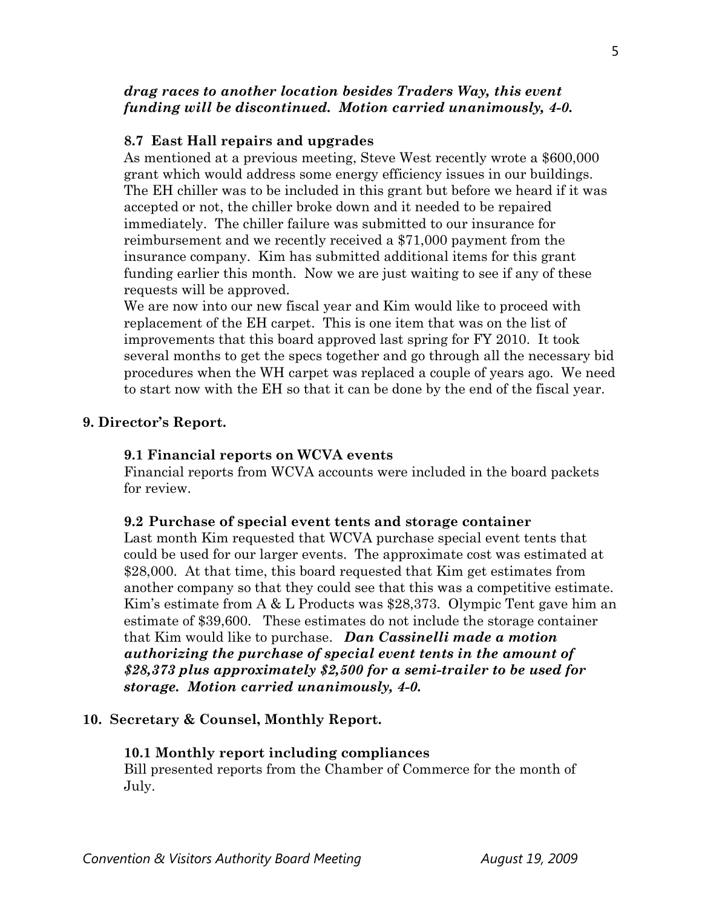***drag races to another location besides Traders Way, this event funding will be discontinued. Motion carried unanimously, 4-0.***

**8.7 East Hall repairs and upgrades**

As mentioned at a previous meeting, Steve West recently wrote a $600,000 grant which would address some energy efficiency issues in our buildings. The EH chiller was to be included in this grant but before we heard if it was accepted or not, the chiller broke down and it needed to be repaired immediately. The chiller failure was submitted to our insurance for reimbursement and we recently received a $71,000 payment from the insurance company. Kim has submitted additional items for this grant funding earlier this month. Now we are just waiting to see if any of these requests will be approved.

We are now into our new fiscal year and Kim would like to proceed with replacement of the EH carpet. This is one item that was on the list of improvements that this board approved last spring for FY 2010. It took several months to get the specs together and go through all the necessary bid procedures when the WH carpet was replaced a couple of years ago. We need to start now with the EH so that it can be done by the end of the fiscal year.

## 9. Director's Report.

**9.1 Financial reports on WCVA events**

Financial reports from WCVA accounts were included in the board packets for review.

**9.2 Purchase of special event tents and storage container**

Last month Kim requested that WCVA purchase special event tents that could be used for our larger events. The approximate cost was estimated at $28,000. At that time, this board requested that Kim get estimates from another company so that they could see that this was a competitive estimate. Kim's estimate from A & L Products was $28,373. Olympic Tent gave him an estimate of $39,600. These estimates do not include the storage container that Kim would like to purchase. ***Dan Cassinelli made a motion authorizing the purchase of special event tents in the amount of $28,373 plus approximately $2,500 for a semi-trailer to be used for storage. Motion carried unanimously, 4-0.***

## 10. Secretary & Counsel, Monthly Report.

**10.1 Monthly report including compliances**

Bill presented reports from the Chamber of Commerce for the month of July.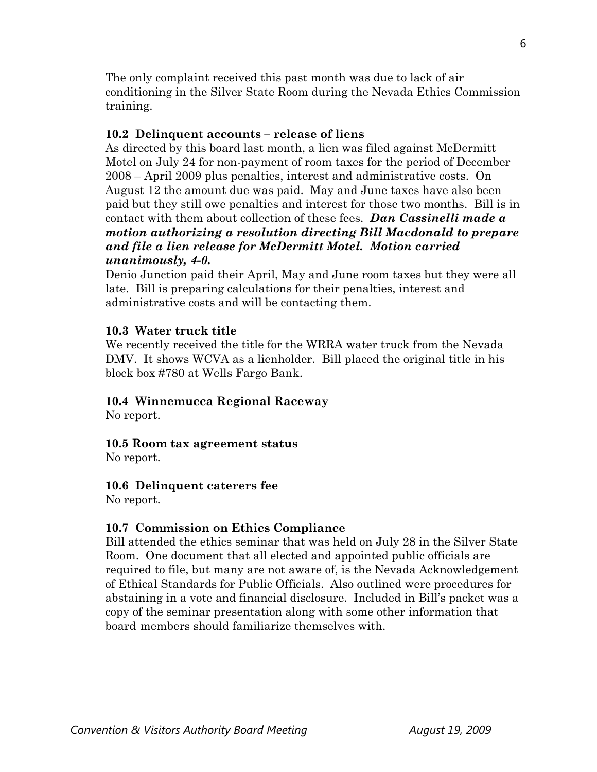The only complaint received this past month was due to lack of air conditioning in the Silver State Room during the Nevada Ethics Commission training.

**10.2 Delinquent accounts – release of liens**

As directed by this board last month, a lien was filed against McDermitt Motel on July 24 for non-payment of room taxes for the period of December 2008 – April 2009 plus penalties, interest and administrative costs. On August 12 the amount due was paid. May and June taxes have also been paid but they still owe penalties and interest for those two months. Bill is in contact with them about collection of these fees. ***Dan Cassinelli made a motion authorizing a resolution directing Bill Macdonald to prepare and file a lien release for McDermitt Motel. Motion carried unanimously, 4-0.***

Denio Junction paid their April, May and June room taxes but they were all late. Bill is preparing calculations for their penalties, interest and administrative costs and will be contacting them.

**10.3 Water truck title**

We recently received the title for the WRRA water truck from the Nevada DMV. It shows WCVA as a lienholder. Bill placed the original title in his block box #780 at Wells Fargo Bank.

**10.4 Winnemucca Regional Raceway**

No report.

**10.5 Room tax agreement status**

No report.

**10.6 Delinquent caterers fee**

No report.

**10.7 Commission on Ethics Compliance**

Bill attended the ethics seminar that was held on July 28 in the Silver State Room. One document that all elected and appointed public officials are required to file, but many are not aware of, is the Nevada Acknowledgement of Ethical Standards for Public Officials. Also outlined were procedures for abstaining in a vote and financial disclosure. Included in Bill's packet was a copy of the seminar presentation along with some other information that board members should familiarize themselves with.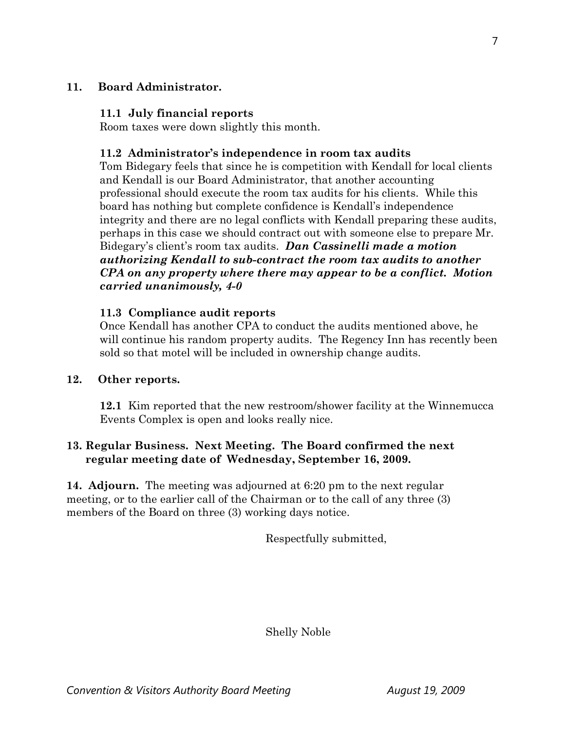**11. Board Administrator.**

**11.1 July financial reports**

Room taxes were down slightly this month.

**11.2 Administrator's independence in room tax audits**

Tom Bidegary feels that since he is competition with Kendall for local clients and Kendall is our Board Administrator, that another accounting professional should execute the room tax audits for his clients. While this board has nothing but complete confidence is Kendall's independence integrity and there are no legal conflicts with Kendall preparing these audits, perhaps in this case we should contract out with someone else to prepare Mr. Bidegary's client's room tax audits. ***Dan Cassinelli made a motion authorizing Kendall to sub-contract the room tax audits to another CPA on any property where there may appear to be a conflict. Motion carried unanimously, 4-0***

**11.3 Compliance audit reports**

Once Kendall has another CPA to conduct the audits mentioned above, he will continue his random property audits. The Regency Inn has recently been sold so that motel will be included in ownership change audits.

**12. Other reports.**

**12.1** Kim reported that the new restroom/shower facility at the Winnemucca Events Complex is open and looks really nice.

**13. Regular Business. Next Meeting. The Board confirmed the next regular meeting date of Wednesday, September 16, 2009.**

**14. Adjourn.** The meeting was adjourned at 6:20 pm to the next regular meeting, or to the earlier call of the Chairman or to the call of any three (3) members of the Board on three (3) working days notice.

Respectfully submitted,

Shelly Noble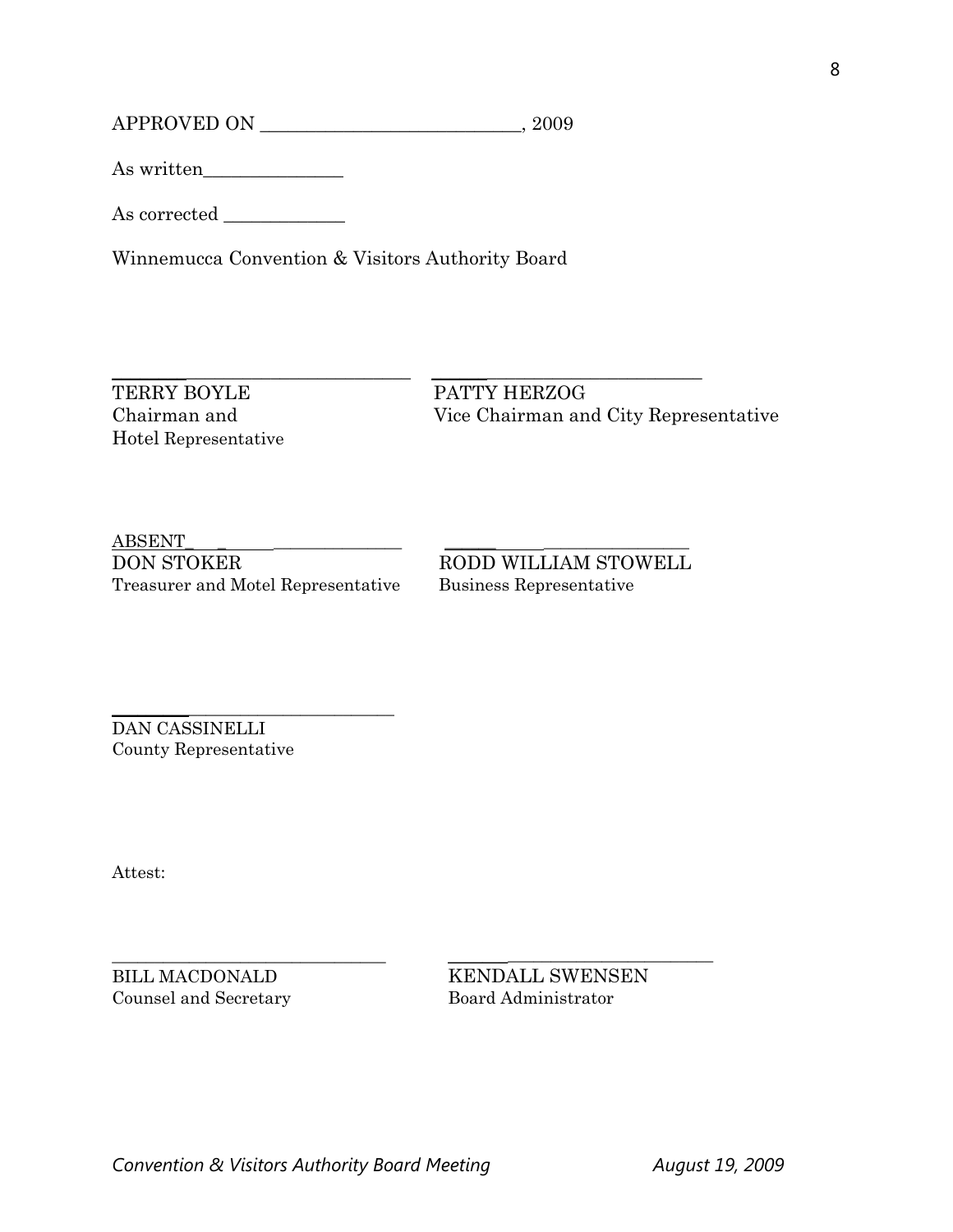APPROVED ON ___________________________, 2009

As written_______________

As corrected _____________

Winnemucca Convention & Visitors Authority Board

_________________________________ _______________________________

TERRY BOYLE
Chairman and
Hotel Representative

PATTY HERZOG
Vice Chairman and City Representative

ABSENT_______________________ ____________________________

DON STOKER
Treasurer and Motel Representative

RODD WILLIAM STOWELL
Business Representative

_______________________________

DAN CASSINELLI
County Representative

Attest:

______________________________ ______________________________

BILL MACDONALD
Counsel and Secretary

KENDALL SWENSEN
Board Administrator